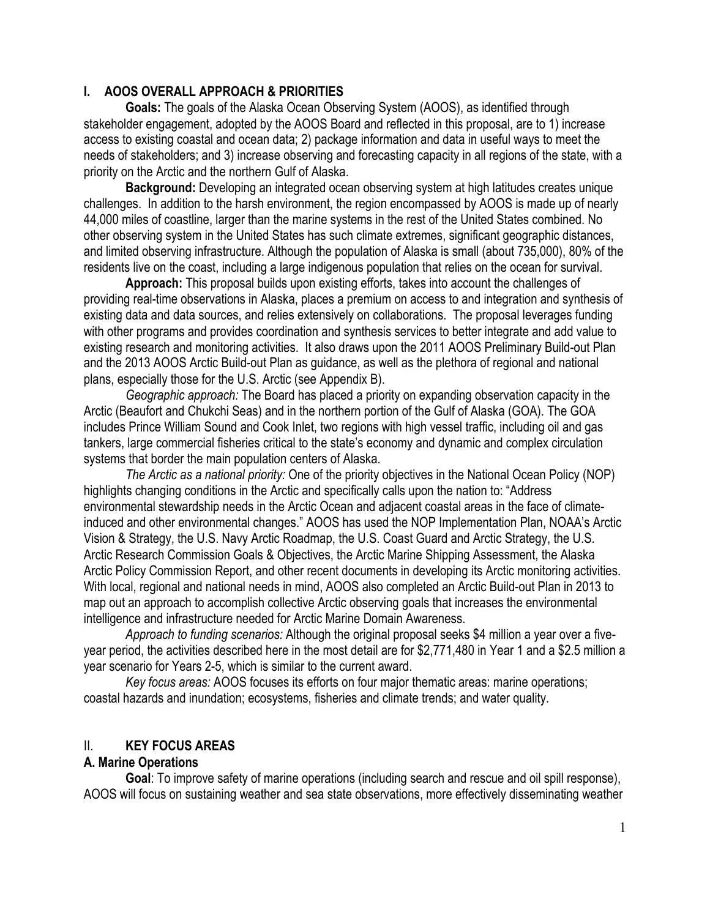## I. AOOS OVERALL APPROACH & PRIORITIES

**Goals:** The goals of the Alaska Ocean Observing System (AOOS), as identified through stakeholder engagement, adopted by the AOOS Board and reflected in this proposal, are to 1) increase access to existing coastal and ocean data; 2) package information and data in useful ways to meet the needs of stakeholders; and 3) increase observing and forecasting capacity in all regions of the state, with a priority on the Arctic and the northern Gulf of Alaska.

**Background:** Developing an integrated ocean observing system at high latitudes creates unique challenges. In addition to the harsh environment, the region encompassed by AOOS is made up of nearly 44,000 miles of coastline, larger than the marine systems in the rest of the United States combined. No other observing system in the United States has such climate extremes, significant geographic distances, and limited observing infrastructure. Although the population of Alaska is small (about 735,000), 80% of the residents live on the coast, including a large indigenous population that relies on the ocean for survival.

**Approach:** This proposal builds upon existing efforts, takes into account the challenges of providing real-time observations in Alaska, places a premium on access to and integration and synthesis of existing data and data sources, and relies extensively on collaborations. The proposal leverages funding with other programs and provides coordination and synthesis services to better integrate and add value to existing research and monitoring activities. It also draws upon the 2011 AOOS Preliminary Build-out Plan and the 2013 AOOS Arctic Build-out Plan as guidance, as well as the plethora of regional and national plans, especially those for the U.S. Arctic (see Appendix B).

*Geographic approach:* The Board has placed a priority on expanding observation capacity in the Arctic (Beaufort and Chukchi Seas) and in the northern portion of the Gulf of Alaska (GOA). The GOA includes Prince William Sound and Cook Inlet, two regions with high vessel traffic, including oil and gas tankers, large commercial fisheries critical to the state's economy and dynamic and complex circulation systems that border the main population centers of Alaska.

*The Arctic as a national priority:* One of the priority objectives in the National Ocean Policy (NOP) highlights changing conditions in the Arctic and specifically calls upon the nation to: "Address environmental stewardship needs in the Arctic Ocean and adjacent coastal areas in the face of climate-induced and other environmental changes." AOOS has used the NOP Implementation Plan, NOAA's Arctic Vision & Strategy, the U.S. Navy Arctic Roadmap, the U.S. Coast Guard and Arctic Strategy, the U.S. Arctic Research Commission Goals & Objectives, the Arctic Marine Shipping Assessment, the Alaska Arctic Policy Commission Report, and other recent documents in developing its Arctic monitoring activities. With local, regional and national needs in mind, AOOS also completed an Arctic Build-out Plan in 2013 to map out an approach to accomplish collective Arctic observing goals that increases the environmental intelligence and infrastructure needed for Arctic Marine Domain Awareness.

*Approach to funding scenarios:* Although the original proposal seeks $4 million a year over a five-year period, the activities described here in the most detail are for $2,771,480 in Year 1 and a $2.5 million a year scenario for Years 2-5, which is similar to the current award.

*Key focus areas:* AOOS focuses its efforts on four major thematic areas: marine operations; coastal hazards and inundation; ecosystems, fisheries and climate trends; and water quality.

## II. KEY FOCUS AREAS

### A. Marine Operations

**Goal**: To improve safety of marine operations (including search and rescue and oil spill response), AOOS will focus on sustaining weather and sea state observations, more effectively disseminating weather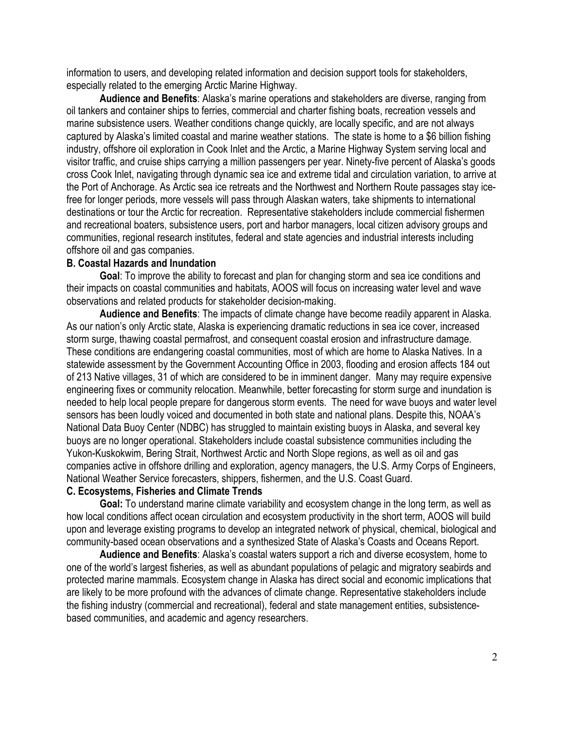information to users, and developing related information and decision support tools for stakeholders, especially related to the emerging Arctic Marine Highway.

**Audience and Benefits**: Alaska's marine operations and stakeholders are diverse, ranging from oil tankers and container ships to ferries, commercial and charter fishing boats, recreation vessels and marine subsistence users. Weather conditions change quickly, are locally specific, and are not always captured by Alaska's limited coastal and marine weather stations. The state is home to a $6 billion fishing industry, offshore oil exploration in Cook Inlet and the Arctic, a Marine Highway System serving local and visitor traffic, and cruise ships carrying a million passengers per year. Ninety-five percent of Alaska's goods cross Cook Inlet, navigating through dynamic sea ice and extreme tidal and circulation variation, to arrive at the Port of Anchorage. As Arctic sea ice retreats and the Northwest and Northern Route passages stay ice-free for longer periods, more vessels will pass through Alaskan waters, take shipments to international destinations or tour the Arctic for recreation. Representative stakeholders include commercial fishermen and recreational boaters, subsistence users, port and harbor managers, local citizen advisory groups and communities, regional research institutes, federal and state agencies and industrial interests including offshore oil and gas companies.

**B. Coastal Hazards and Inundation**

**Goal**: To improve the ability to forecast and plan for changing storm and sea ice conditions and their impacts on coastal communities and habitats, AOOS will focus on increasing water level and wave observations and related products for stakeholder decision-making.

**Audience and Benefits**: The impacts of climate change have become readily apparent in Alaska. As our nation's only Arctic state, Alaska is experiencing dramatic reductions in sea ice cover, increased storm surge, thawing coastal permafrost, and consequent coastal erosion and infrastructure damage. These conditions are endangering coastal communities, most of which are home to Alaska Natives. In a statewide assessment by the Government Accounting Office in 2003, flooding and erosion affects 184 out of 213 Native villages, 31 of which are considered to be in imminent danger. Many may require expensive engineering fixes or community relocation. Meanwhile, better forecasting for storm surge and inundation is needed to help local people prepare for dangerous storm events. The need for wave buoys and water level sensors has been loudly voiced and documented in both state and national plans. Despite this, NOAA's National Data Buoy Center (NDBC) has struggled to maintain existing buoys in Alaska, and several key buoys are no longer operational. Stakeholders include coastal subsistence communities including the Yukon-Kuskokwim, Bering Strait, Northwest Arctic and North Slope regions, as well as oil and gas companies active in offshore drilling and exploration, agency managers, the U.S. Army Corps of Engineers, National Weather Service forecasters, shippers, fishermen, and the U.S. Coast Guard.

**C. Ecosystems, Fisheries and Climate Trends**

**Goal:** To understand marine climate variability and ecosystem change in the long term, as well as how local conditions affect ocean circulation and ecosystem productivity in the short term, AOOS will build upon and leverage existing programs to develop an integrated network of physical, chemical, biological and community-based ocean observations and a synthesized State of Alaska's Coasts and Oceans Report.

**Audience and Benefits**: Alaska's coastal waters support a rich and diverse ecosystem, home to one of the world's largest fisheries, as well as abundant populations of pelagic and migratory seabirds and protected marine mammals. Ecosystem change in Alaska has direct social and economic implications that are likely to be more profound with the advances of climate change. Representative stakeholders include the fishing industry (commercial and recreational), federal and state management entities, subsistence-based communities, and academic and agency researchers.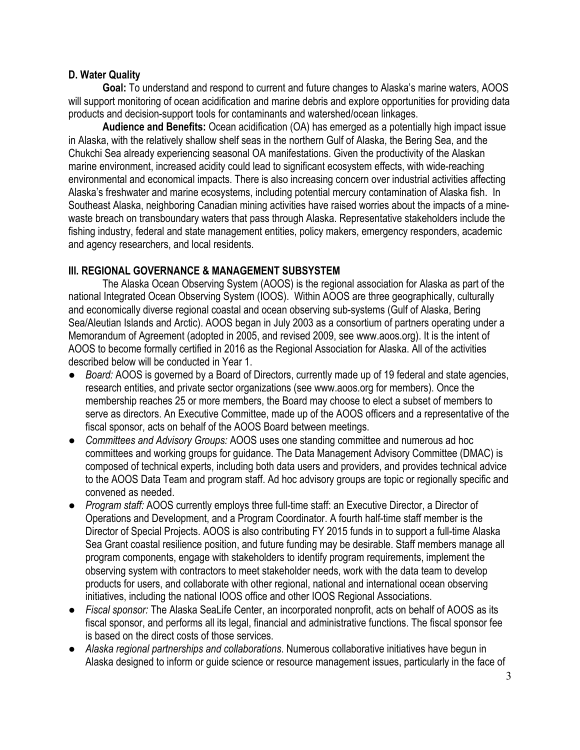### D. Water Quality

**Goal:** To understand and respond to current and future changes to Alaska's marine waters, AOOS will support monitoring of ocean acidification and marine debris and explore opportunities for providing data products and decision-support tools for contaminants and watershed/ocean linkages.

**Audience and Benefits:** Ocean acidification (OA) has emerged as a potentially high impact issue in Alaska, with the relatively shallow shelf seas in the northern Gulf of Alaska, the Bering Sea, and the Chukchi Sea already experiencing seasonal OA manifestations. Given the productivity of the Alaskan marine environment, increased acidity could lead to significant ecosystem effects, with wide-reaching environmental and economical impacts. There is also increasing concern over industrial activities affecting Alaska's freshwater and marine ecosystems, including potential mercury contamination of Alaska fish. In Southeast Alaska, neighboring Canadian mining activities have raised worries about the impacts of a mine-waste breach on transboundary waters that pass through Alaska. Representative stakeholders include the fishing industry, federal and state management entities, policy makers, emergency responders, academic and agency researchers, and local residents.

## III. REGIONAL GOVERNANCE & MANAGEMENT SUBSYSTEM

The Alaska Ocean Observing System (AOOS) is the regional association for Alaska as part of the national Integrated Ocean Observing System (IOOS). Within AOOS are three geographically, culturally and economically diverse regional coastal and ocean observing sub-systems (Gulf of Alaska, Bering Sea/Aleutian Islands and Arctic). AOOS began in July 2003 as a consortium of partners operating under a Memorandum of Agreement (adopted in 2005, and revised 2009, see www.aoos.org). It is the intent of AOOS to become formally certified in 2016 as the Regional Association for Alaska. All of the activities described below will be conducted in Year 1.

- *Board:* AOOS is governed by a Board of Directors, currently made up of 19 federal and state agencies, research entities, and private sector organizations (see www.aoos.org for members). Once the membership reaches 25 or more members, the Board may choose to elect a subset of members to serve as directors. An Executive Committee, made up of the AOOS officers and a representative of the fiscal sponsor, acts on behalf of the AOOS Board between meetings.
- *Committees and Advisory Groups:* AOOS uses one standing committee and numerous ad hoc committees and working groups for guidance. The Data Management Advisory Committee (DMAC) is composed of technical experts, including both data users and providers, and provides technical advice to the AOOS Data Team and program staff. Ad hoc advisory groups are topic or regionally specific and convened as needed.
- *Program staff:* AOOS currently employs three full-time staff: an Executive Director, a Director of Operations and Development, and a Program Coordinator. A fourth half-time staff member is the Director of Special Projects. AOOS is also contributing FY 2015 funds in to support a full-time Alaska Sea Grant coastal resilience position, and future funding may be desirable. Staff members manage all program components, engage with stakeholders to identify program requirements, implement the observing system with contractors to meet stakeholder needs, work with the data team to develop products for users, and collaborate with other regional, national and international ocean observing initiatives, including the national IOOS office and other IOOS Regional Associations.
- *Fiscal sponsor:* The Alaska SeaLife Center, an incorporated nonprofit, acts on behalf of AOOS as its fiscal sponsor, and performs all its legal, financial and administrative functions. The fiscal sponsor fee is based on the direct costs of those services.
- *Alaska regional partnerships and collaborations*. Numerous collaborative initiatives have begun in Alaska designed to inform or guide science or resource management issues, particularly in the face of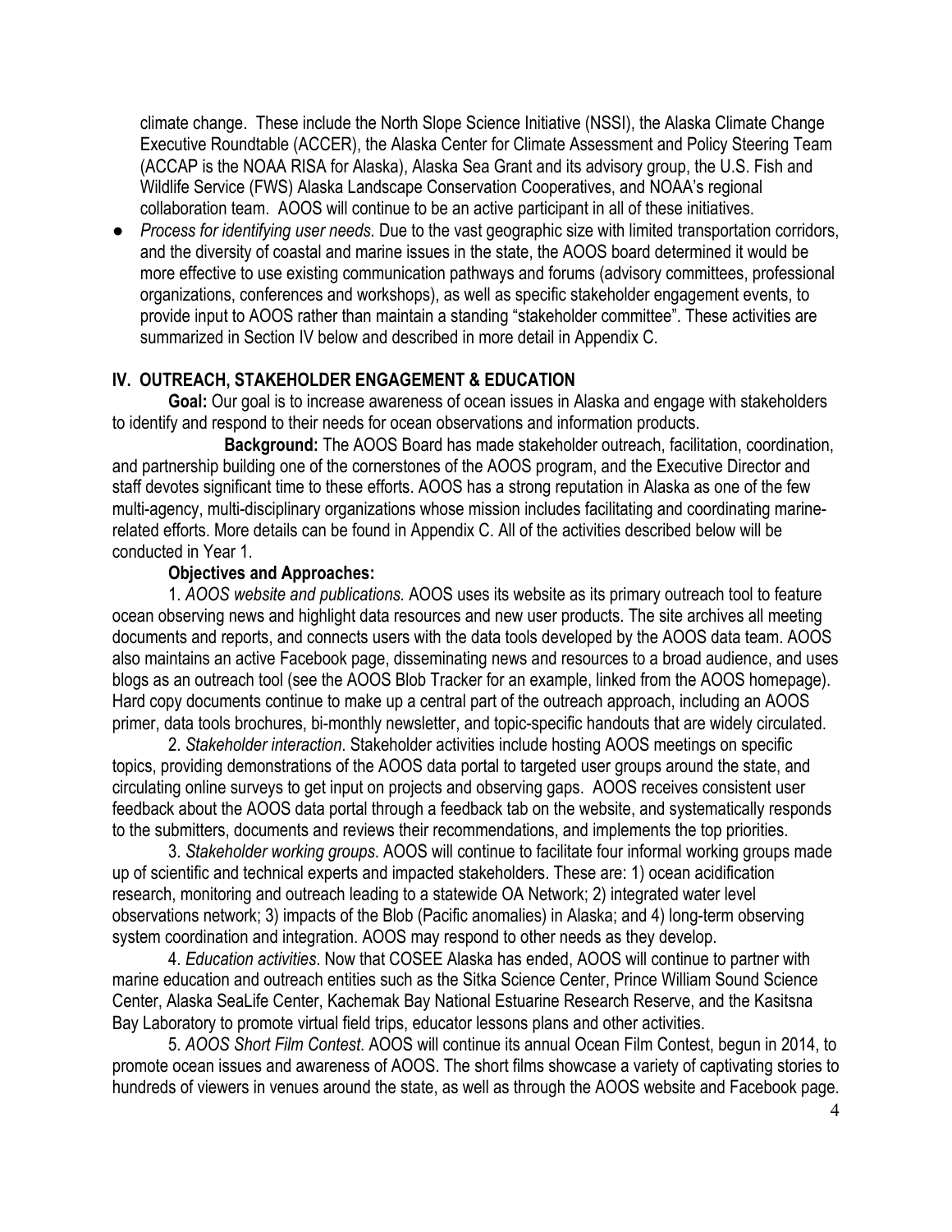climate change. These include the North Slope Science Initiative (NSSI), the Alaska Climate Change Executive Roundtable (ACCER), the Alaska Center for Climate Assessment and Policy Steering Team (ACCAP is the NOAA RISA for Alaska), Alaska Sea Grant and its advisory group, the U.S. Fish and Wildlife Service (FWS) Alaska Landscape Conservation Cooperatives, and NOAA's regional collaboration team. AOOS will continue to be an active participant in all of these initiatives.

- *Process for identifying user needs.* Due to the vast geographic size with limited transportation corridors, and the diversity of coastal and marine issues in the state, the AOOS board determined it would be more effective to use existing communication pathways and forums (advisory committees, professional organizations, conferences and workshops), as well as specific stakeholder engagement events, to provide input to AOOS rather than maintain a standing "stakeholder committee". These activities are summarized in Section IV below and described in more detail in Appendix C.

## IV. OUTREACH, STAKEHOLDER ENGAGEMENT & EDUCATION

**Goal:** Our goal is to increase awareness of ocean issues in Alaska and engage with stakeholders to identify and respond to their needs for ocean observations and information products.

**Background:** The AOOS Board has made stakeholder outreach, facilitation, coordination, and partnership building one of the cornerstones of the AOOS program, and the Executive Director and staff devotes significant time to these efforts. AOOS has a strong reputation in Alaska as one of the few multi-agency, multi-disciplinary organizations whose mission includes facilitating and coordinating marine-related efforts. More details can be found in Appendix C. All of the activities described below will be conducted in Year 1.

**Objectives and Approaches:**

1. *AOOS website and publications.* AOOS uses its website as its primary outreach tool to feature ocean observing news and highlight data resources and new user products. The site archives all meeting documents and reports, and connects users with the data tools developed by the AOOS data team. AOOS also maintains an active Facebook page, disseminating news and resources to a broad audience, and uses blogs as an outreach tool (see the AOOS Blob Tracker for an example, linked from the AOOS homepage). Hard copy documents continue to make up a central part of the outreach approach, including an AOOS primer, data tools brochures, bi-monthly newsletter, and topic-specific handouts that are widely circulated.

2. *Stakeholder interaction*. Stakeholder activities include hosting AOOS meetings on specific topics, providing demonstrations of the AOOS data portal to targeted user groups around the state, and circulating online surveys to get input on projects and observing gaps. AOOS receives consistent user feedback about the AOOS data portal through a feedback tab on the website, and systematically responds to the submitters, documents and reviews their recommendations, and implements the top priorities.

3. *Stakeholder working groups*. AOOS will continue to facilitate four informal working groups made up of scientific and technical experts and impacted stakeholders. These are: 1) ocean acidification research, monitoring and outreach leading to a statewide OA Network; 2) integrated water level observations network; 3) impacts of the Blob (Pacific anomalies) in Alaska; and 4) long-term observing system coordination and integration. AOOS may respond to other needs as they develop.

4. *Education activities*. Now that COSEE Alaska has ended, AOOS will continue to partner with marine education and outreach entities such as the Sitka Science Center, Prince William Sound Science Center, Alaska SeaLife Center, Kachemak Bay National Estuarine Research Reserve, and the Kasitsna Bay Laboratory to promote virtual field trips, educator lessons plans and other activities.

5. *AOOS Short Film Contest*. AOOS will continue its annual Ocean Film Contest, begun in 2014, to promote ocean issues and awareness of AOOS. The short films showcase a variety of captivating stories to hundreds of viewers in venues around the state, as well as through the AOOS website and Facebook page.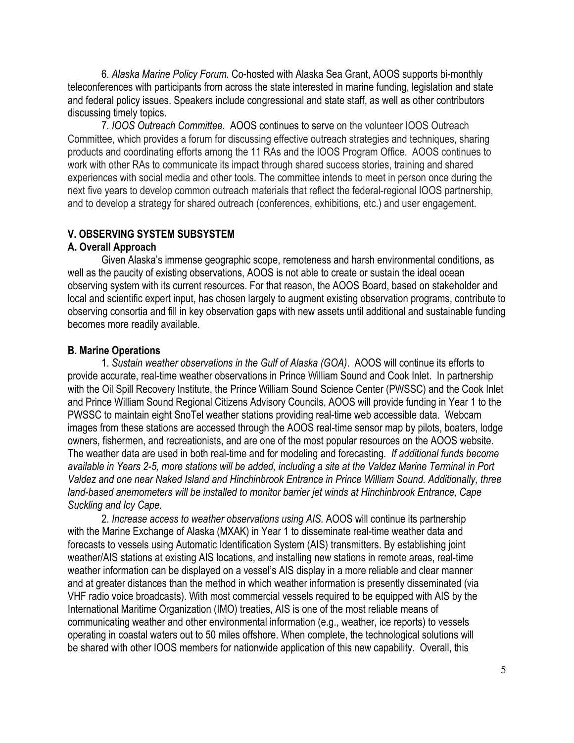6. *Alaska Marine Policy Forum*. Co-hosted with Alaska Sea Grant, AOOS supports bi-monthly teleconferences with participants from across the state interested in marine funding, legislation and state and federal policy issues. Speakers include congressional and state staff, as well as other contributors discussing timely topics.

7. *IOOS Outreach Committee*. AOOS continues to serve on the volunteer IOOS Outreach Committee, which provides a forum for discussing effective outreach strategies and techniques, sharing products and coordinating efforts among the 11 RAs and the IOOS Program Office. AOOS continues to work with other RAs to communicate its impact through shared success stories, training and shared experiences with social media and other tools. The committee intends to meet in person once during the next five years to develop common outreach materials that reflect the federal-regional IOOS partnership, and to develop a strategy for shared outreach (conferences, exhibitions, etc.) and user engagement.

## V. OBSERVING SYSTEM SUBSYSTEM

### A. Overall Approach

Given Alaska's immense geographic scope, remoteness and harsh environmental conditions, as well as the paucity of existing observations, AOOS is not able to create or sustain the ideal ocean observing system with its current resources. For that reason, the AOOS Board, based on stakeholder and local and scientific expert input, has chosen largely to augment existing observation programs, contribute to observing consortia and fill in key observation gaps with new assets until additional and sustainable funding becomes more readily available.

### B. Marine Operations

1. *Sustain weather observations in the Gulf of Alaska (GOA)*. AOOS will continue its efforts to provide accurate, real-time weather observations in Prince William Sound and Cook Inlet. In partnership with the Oil Spill Recovery Institute, the Prince William Sound Science Center (PWSSC) and the Cook Inlet and Prince William Sound Regional Citizens Advisory Councils, AOOS will provide funding in Year 1 to the PWSSC to maintain eight SnoTel weather stations providing real-time web accessible data. Webcam images from these stations are accessed through the AOOS real-time sensor map by pilots, boaters, lodge owners, fishermen, and recreationists, and are one of the most popular resources on the AOOS website. The weather data are used in both real-time and for modeling and forecasting. *If additional funds become available in Years 2-5, more stations will be added, including a site at the Valdez Marine Terminal in Port Valdez and one near Naked Island and Hinchinbrook Entrance in Prince William Sound. Additionally, three land-based anemometers will be installed to monitor barrier jet winds at Hinchinbrook Entrance, Cape Suckling and Icy Cape.*

2. *Increase access to weather observations using AIS.* AOOS will continue its partnership with the Marine Exchange of Alaska (MXAK) in Year 1 to disseminate real-time weather data and forecasts to vessels using Automatic Identification System (AIS) transmitters. By establishing joint weather/AIS stations at existing AIS locations, and installing new stations in remote areas, real-time weather information can be displayed on a vessel's AIS display in a more reliable and clear manner and at greater distances than the method in which weather information is presently disseminated (via VHF radio voice broadcasts). With most commercial vessels required to be equipped with AIS by the International Maritime Organization (IMO) treaties, AIS is one of the most reliable means of communicating weather and other environmental information (e.g., weather, ice reports) to vessels operating in coastal waters out to 50 miles offshore. When complete, the technological solutions will be shared with other IOOS members for nationwide application of this new capability. Overall, this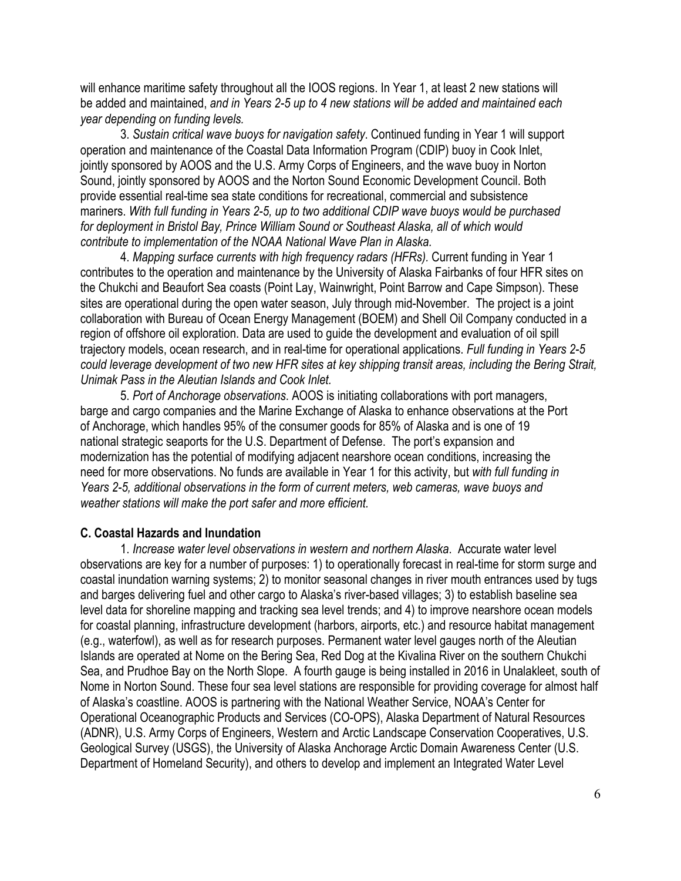will enhance maritime safety throughout all the IOOS regions. In Year 1, at least 2 new stations will be added and maintained, *and in Years 2-5 up to 4 new stations will be added and maintained each year depending on funding levels.*

3. *Sustain critical wave buoys for navigation safety*. Continued funding in Year 1 will support operation and maintenance of the Coastal Data Information Program (CDIP) buoy in Cook Inlet, jointly sponsored by AOOS and the U.S. Army Corps of Engineers, and the wave buoy in Norton Sound, jointly sponsored by AOOS and the Norton Sound Economic Development Council. Both provide essential real-time sea state conditions for recreational, commercial and subsistence mariners. *With full funding in Years 2-5, up to two additional CDIP wave buoys would be purchased for deployment in Bristol Bay, Prince William Sound or Southeast Alaska, all of which would contribute to implementation of the NOAA National Wave Plan in Alaska.*

4. *Mapping surface currents with high frequency radars (HFRs).* Current funding in Year 1 contributes to the operation and maintenance by the University of Alaska Fairbanks of four HFR sites on the Chukchi and Beaufort Sea coasts (Point Lay, Wainwright, Point Barrow and Cape Simpson). These sites are operational during the open water season, July through mid-November. The project is a joint collaboration with Bureau of Ocean Energy Management (BOEM) and Shell Oil Company conducted in a region of offshore oil exploration. Data are used to guide the development and evaluation of oil spill trajectory models, ocean research, and in real-time for operational applications. *Full funding in Years 2-5 could leverage development of two new HFR sites at key shipping transit areas, including the Bering Strait, Unimak Pass in the Aleutian Islands and Cook Inlet.*

5. *Port of Anchorage observations.* AOOS is initiating collaborations with port managers, barge and cargo companies and the Marine Exchange of Alaska to enhance observations at the Port of Anchorage, which handles 95% of the consumer goods for 85% of Alaska and is one of 19 national strategic seaports for the U.S. Department of Defense. The port's expansion and modernization has the potential of modifying adjacent nearshore ocean conditions, increasing the need for more observations. No funds are available in Year 1 for this activity, but *with full funding in Years 2-5, additional observations in the form of current meters, web cameras, wave buoys and weather stations will make the port safer and more efficient.*

**C. Coastal Hazards and Inundation**

1. *Increase water level observations in western and northern Alaska*. Accurate water level observations are key for a number of purposes: 1) to operationally forecast in real-time for storm surge and coastal inundation warning systems; 2) to monitor seasonal changes in river mouth entrances used by tugs and barges delivering fuel and other cargo to Alaska's river-based villages; 3) to establish baseline sea level data for shoreline mapping and tracking sea level trends; and 4) to improve nearshore ocean models for coastal planning, infrastructure development (harbors, airports, etc.) and resource habitat management (e.g., waterfowl), as well as for research purposes. Permanent water level gauges north of the Aleutian Islands are operated at Nome on the Bering Sea, Red Dog at the Kivalina River on the southern Chukchi Sea, and Prudhoe Bay on the North Slope. A fourth gauge is being installed in 2016 in Unalakleet, south of Nome in Norton Sound. These four sea level stations are responsible for providing coverage for almost half of Alaska's coastline. AOOS is partnering with the National Weather Service, NOAA's Center for Operational Oceanographic Products and Services (CO-OPS), Alaska Department of Natural Resources (ADNR), U.S. Army Corps of Engineers, Western and Arctic Landscape Conservation Cooperatives, U.S. Geological Survey (USGS), the University of Alaska Anchorage Arctic Domain Awareness Center (U.S. Department of Homeland Security), and others to develop and implement an Integrated Water Level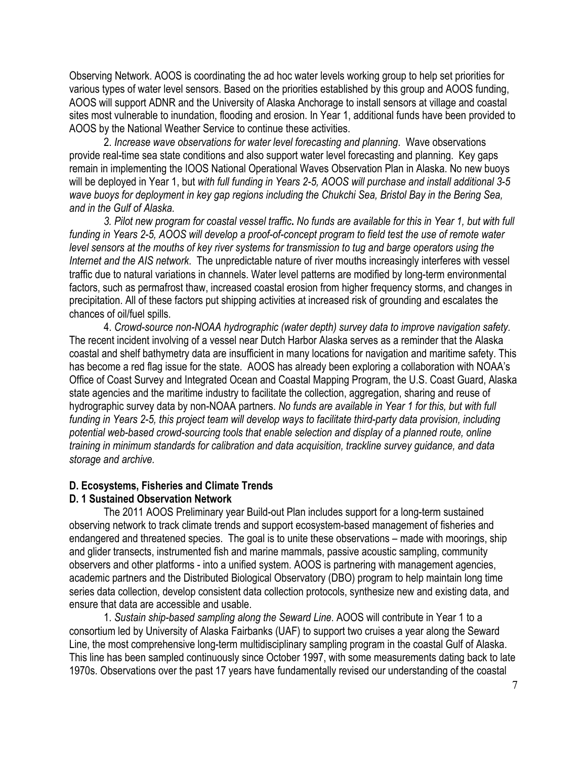Observing Network. AOOS is coordinating the ad hoc water levels working group to help set priorities for various types of water level sensors. Based on the priorities established by this group and AOOS funding, AOOS will support ADNR and the University of Alaska Anchorage to install sensors at village and coastal sites most vulnerable to inundation, flooding and erosion. In Year 1, additional funds have been provided to AOOS by the National Weather Service to continue these activities.

2. *Increase wave observations for water level forecasting and planning*. Wave observations provide real-time sea state conditions and also support water level forecasting and planning. Key gaps remain in implementing the IOOS National Operational Waves Observation Plan in Alaska. No new buoys will be deployed in Year 1, but *with full funding in Years 2-5, AOOS will purchase and install additional 3-5 wave buoys for deployment in key gap regions including the Chukchi Sea, Bristol Bay in the Bering Sea, and in the Gulf of Alaska.*

*3. Pilot new program for coastal vessel traffic***.** *No funds are available for this in Year 1, but with full funding in Years 2-5, AOOS will develop a proof-of-concept program to field test the use of remote water level sensors at the mouths of key river systems for transmission to tug and barge operators using the Internet and the AIS network*. The unpredictable nature of river mouths increasingly interferes with vessel traffic due to natural variations in channels. Water level patterns are modified by long-term environmental factors, such as permafrost thaw, increased coastal erosion from higher frequency storms, and changes in precipitation. All of these factors put shipping activities at increased risk of grounding and escalates the chances of oil/fuel spills.

4. *Crowd-source non-NOAA hydrographic (water depth) survey data to improve navigation safety.* The recent incident involving of a vessel near Dutch Harbor Alaska serves as a reminder that the Alaska coastal and shelf bathymetry data are insufficient in many locations for navigation and maritime safety. This has become a red flag issue for the state. AOOS has already been exploring a collaboration with NOAA's Office of Coast Survey and Integrated Ocean and Coastal Mapping Program, the U.S. Coast Guard, Alaska state agencies and the maritime industry to facilitate the collection, aggregation, sharing and reuse of hydrographic survey data by non-NOAA partners. *No funds are available in Year 1 for this, but with full funding in Years 2-5, this project team will develop ways to facilitate third-party data provision, including potential web-based crowd-sourcing tools that enable selection and display of a planned route, online training in minimum standards for calibration and data acquisition, trackline survey guidance, and data storage and archive.*

**D. Ecosystems, Fisheries and Climate Trends**

**D. 1 Sustained Observation Network**

The 2011 AOOS Preliminary year Build-out Plan includes support for a long-term sustained observing network to track climate trends and support ecosystem-based management of fisheries and endangered and threatened species. The goal is to unite these observations – made with moorings, ship and glider transects, instrumented fish and marine mammals, passive acoustic sampling, community observers and other platforms - into a unified system. AOOS is partnering with management agencies, academic partners and the Distributed Biological Observatory (DBO) program to help maintain long time series data collection, develop consistent data collection protocols, synthesize new and existing data, and ensure that data are accessible and usable.

1. *Sustain ship-based sampling along the Seward Line*. AOOS will contribute in Year 1 to a consortium led by University of Alaska Fairbanks (UAF) to support two cruises a year along the Seward Line, the most comprehensive long-term multidisciplinary sampling program in the coastal Gulf of Alaska. This line has been sampled continuously since October 1997, with some measurements dating back to late 1970s. Observations over the past 17 years have fundamentally revised our understanding of the coastal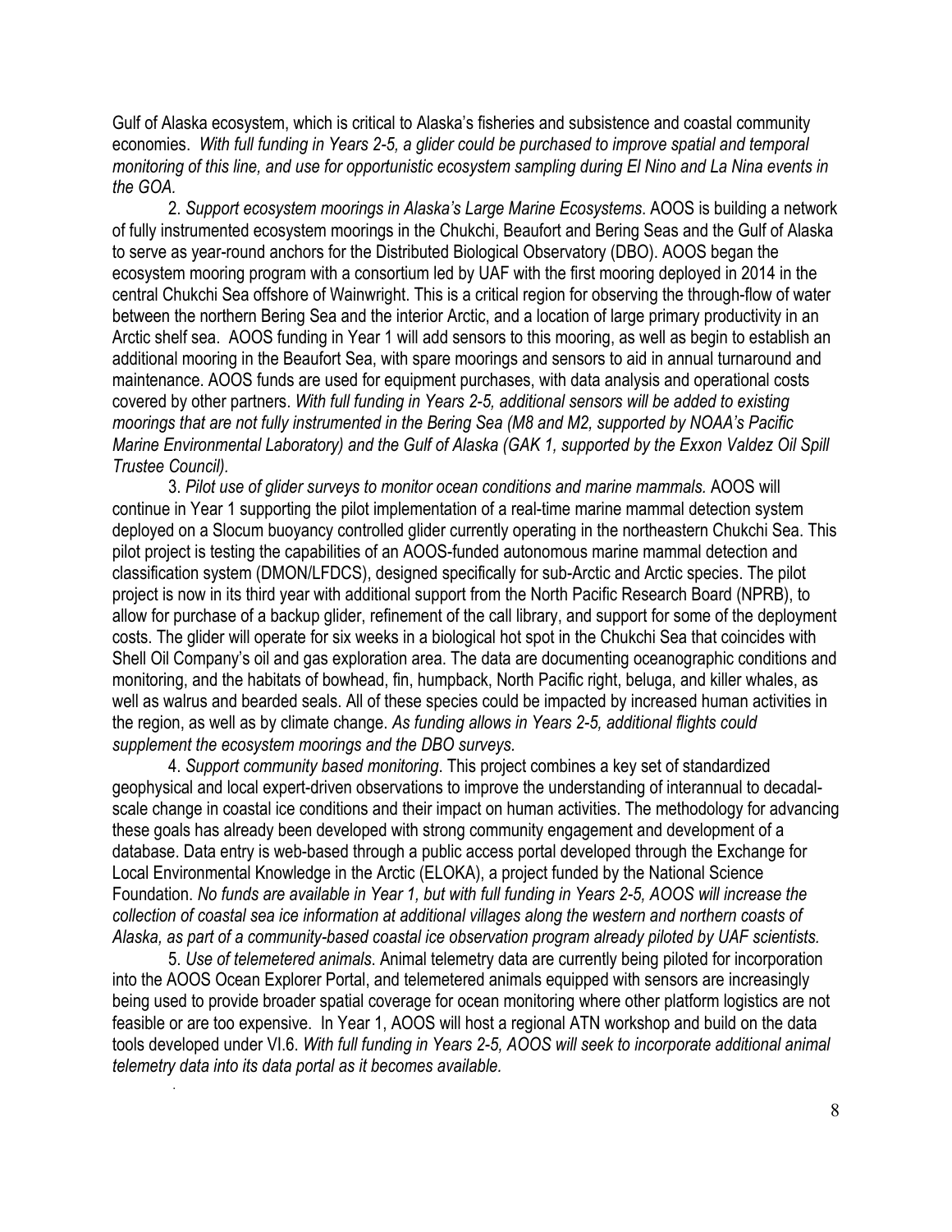Gulf of Alaska ecosystem, which is critical to Alaska's fisheries and subsistence and coastal community economies. *With full funding in Years 2-5, a glider could be purchased to improve spatial and temporal monitoring of this line, and use for opportunistic ecosystem sampling during El Nino and La Nina events in the GOA.*

2. *Support ecosystem moorings in Alaska's Large Marine Ecosystems*. AOOS is building a network of fully instrumented ecosystem moorings in the Chukchi, Beaufort and Bering Seas and the Gulf of Alaska to serve as year-round anchors for the Distributed Biological Observatory (DBO). AOOS began the ecosystem mooring program with a consortium led by UAF with the first mooring deployed in 2014 in the central Chukchi Sea offshore of Wainwright. This is a critical region for observing the through-flow of water between the northern Bering Sea and the interior Arctic, and a location of large primary productivity in an Arctic shelf sea. AOOS funding in Year 1 will add sensors to this mooring, as well as begin to establish an additional mooring in the Beaufort Sea, with spare moorings and sensors to aid in annual turnaround and maintenance. AOOS funds are used for equipment purchases, with data analysis and operational costs covered by other partners. *With full funding in Years 2-5, additional sensors will be added to existing moorings that are not fully instrumented in the Bering Sea (M8 and M2, supported by NOAA's Pacific Marine Environmental Laboratory) and the Gulf of Alaska (GAK 1, supported by the Exxon Valdez Oil Spill Trustee Council).*

3. *Pilot use of glider surveys to monitor ocean conditions and marine mammals.* AOOS will continue in Year 1 supporting the pilot implementation of a real-time marine mammal detection system deployed on a Slocum buoyancy controlled glider currently operating in the northeastern Chukchi Sea. This pilot project is testing the capabilities of an AOOS-funded autonomous marine mammal detection and classification system (DMON/LFDCS), designed specifically for sub-Arctic and Arctic species. The pilot project is now in its third year with additional support from the North Pacific Research Board (NPRB), to allow for purchase of a backup glider, refinement of the call library, and support for some of the deployment costs. The glider will operate for six weeks in a biological hot spot in the Chukchi Sea that coincides with Shell Oil Company's oil and gas exploration area. The data are documenting oceanographic conditions and monitoring, and the habitats of bowhead, fin, humpback, North Pacific right, beluga, and killer whales, as well as walrus and bearded seals. All of these species could be impacted by increased human activities in the region, as well as by climate change. *As funding allows in Years 2-5, additional flights could supplement the ecosystem moorings and the DBO surveys.*

4. *Support community based monitoring*. This project combines a key set of standardized geophysical and local expert-driven observations to improve the understanding of interannual to decadal-scale change in coastal ice conditions and their impact on human activities. The methodology for advancing these goals has already been developed with strong community engagement and development of a database. Data entry is web-based through a public access portal developed through the Exchange for Local Environmental Knowledge in the Arctic (ELOKA), a project funded by the National Science Foundation. *No funds are available in Year 1, but with full funding in Years 2-5, AOOS will increase the collection of coastal sea ice information at additional villages along the western and northern coasts of Alaska, as part of a community-based coastal ice observation program already piloted by UAF scientists.*

5. *Use of telemetered animals*. Animal telemetry data are currently being piloted for incorporation into the AOOS Ocean Explorer Portal, and telemetered animals equipped with sensors are increasingly being used to provide broader spatial coverage for ocean monitoring where other platform logistics are not feasible or are too expensive. In Year 1, AOOS will host a regional ATN workshop and build on the data tools developed under VI.6. *With full funding in Years 2-5, AOOS will seek to incorporate additional animal telemetry data into its data portal as it becomes available.*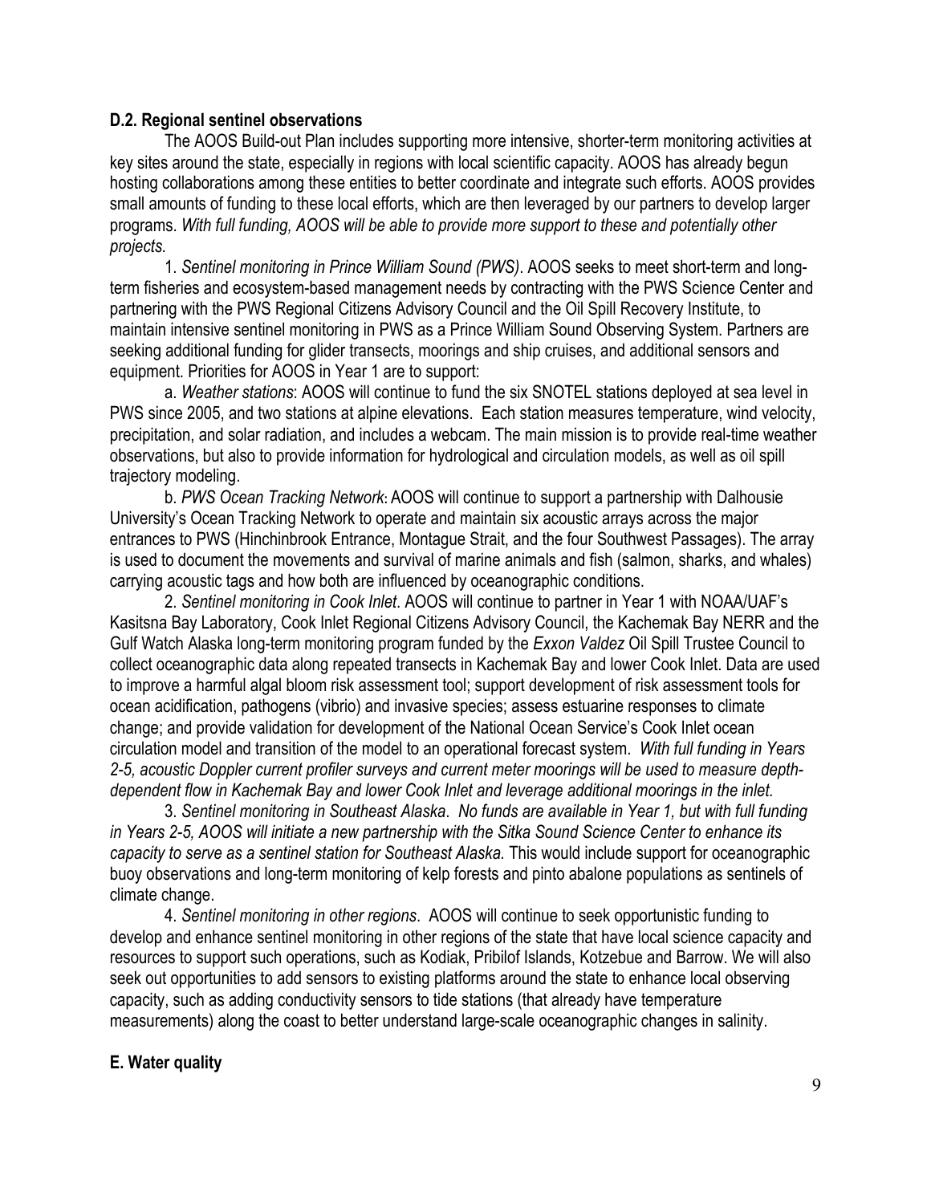**D.2. Regional sentinel observations**

The AOOS Build-out Plan includes supporting more intensive, shorter-term monitoring activities at key sites around the state, especially in regions with local scientific capacity. AOOS has already begun hosting collaborations among these entities to better coordinate and integrate such efforts. AOOS provides small amounts of funding to these local efforts, which are then leveraged by our partners to develop larger programs. *With full funding, AOOS will be able to provide more support to these and potentially other projects.*

1. *Sentinel monitoring in Prince William Sound (PWS)*. AOOS seeks to meet short-term and long-term fisheries and ecosystem-based management needs by contracting with the PWS Science Center and partnering with the PWS Regional Citizens Advisory Council and the Oil Spill Recovery Institute, to maintain intensive sentinel monitoring in PWS as a Prince William Sound Observing System. Partners are seeking additional funding for glider transects, moorings and ship cruises, and additional sensors and equipment. Priorities for AOOS in Year 1 are to support:

a. *Weather stations*: AOOS will continue to fund the six SNOTEL stations deployed at sea level in PWS since 2005, and two stations at alpine elevations. Each station measures temperature, wind velocity, precipitation, and solar radiation, and includes a webcam. The main mission is to provide real-time weather observations, but also to provide information for hydrological and circulation models, as well as oil spill trajectory modeling.

b. *PWS Ocean Tracking Network*: AOOS will continue to support a partnership with Dalhousie University's Ocean Tracking Network to operate and maintain six acoustic arrays across the major entrances to PWS (Hinchinbrook Entrance, Montague Strait, and the four Southwest Passages). The array is used to document the movements and survival of marine animals and fish (salmon, sharks, and whales) carrying acoustic tags and how both are influenced by oceanographic conditions.

2. *Sentinel monitoring in Cook Inlet*. AOOS will continue to partner in Year 1 with NOAA/UAF's Kasitsna Bay Laboratory, Cook Inlet Regional Citizens Advisory Council, the Kachemak Bay NERR and the Gulf Watch Alaska long-term monitoring program funded by the *Exxon Valdez* Oil Spill Trustee Council to collect oceanographic data along repeated transects in Kachemak Bay and lower Cook Inlet. Data are used to improve a harmful algal bloom risk assessment tool; support development of risk assessment tools for ocean acidification, pathogens (vibrio) and invasive species; assess estuarine responses to climate change; and provide validation for development of the National Ocean Service's Cook Inlet ocean circulation model and transition of the model to an operational forecast system. *With full funding in Years 2-5, acoustic Doppler current profiler surveys and current meter moorings will be used to measure depth-dependent flow in Kachemak Bay and lower Cook Inlet and leverage additional moorings in the inlet.*

3. *Sentinel monitoring in Southeast Alaska*. *No funds are available in Year 1, but with full funding in Years 2-5, AOOS will initiate a new partnership with the Sitka Sound Science Center to enhance its capacity to serve as a sentinel station for Southeast Alaska.* This would include support for oceanographic buoy observations and long-term monitoring of kelp forests and pinto abalone populations as sentinels of climate change.

4. *Sentinel monitoring in other regions*. AOOS will continue to seek opportunistic funding to develop and enhance sentinel monitoring in other regions of the state that have local science capacity and resources to support such operations, such as Kodiak, Pribilof Islands, Kotzebue and Barrow. We will also seek out opportunities to add sensors to existing platforms around the state to enhance local observing capacity, such as adding conductivity sensors to tide stations (that already have temperature measurements) along the coast to better understand large-scale oceanographic changes in salinity.

**E. Water quality**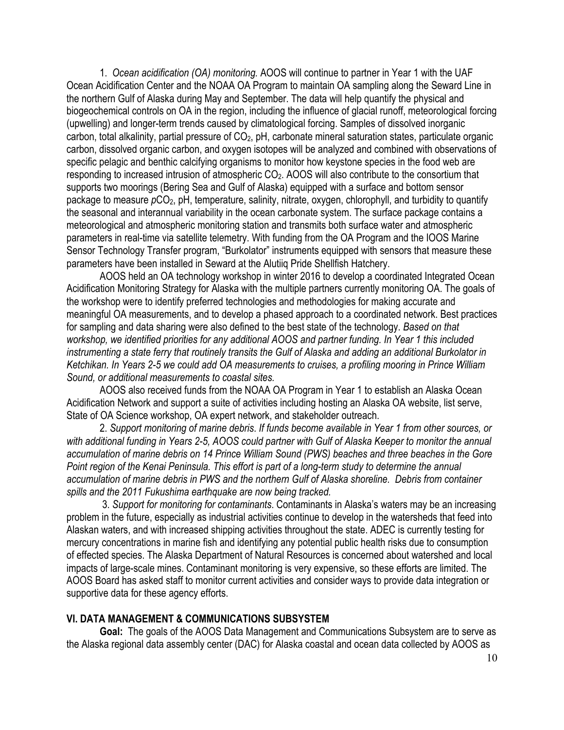1. *Ocean acidification (OA) monitoring.* AOOS will continue to partner in Year 1 with the UAF Ocean Acidification Center and the NOAA OA Program to maintain OA sampling along the Seward Line in the northern Gulf of Alaska during May and September. The data will help quantify the physical and biogeochemical controls on OA in the region, including the influence of glacial runoff, meteorological forcing (upwelling) and longer-term trends caused by climatological forcing. Samples of dissolved inorganic carbon, total alkalinity, partial pressure of $CO_2$, pH, carbonate mineral saturation states, particulate organic carbon, dissolved organic carbon, and oxygen isotopes will be analyzed and combined with observations of specific pelagic and benthic calcifying organisms to monitor how keystone species in the food web are responding to increased intrusion of atmospheric $CO_2$. AOOS will also contribute to the consortium that supports two moorings (Bering Sea and Gulf of Alaska) equipped with a surface and bottom sensor package to measure $pCO_2$, pH, temperature, salinity, nitrate, oxygen, chlorophyll, and turbidity to quantify the seasonal and interannual variability in the ocean carbonate system. The surface package contains a meteorological and atmospheric monitoring station and transmits both surface water and atmospheric parameters in real-time via satellite telemetry. With funding from the OA Program and the IOOS Marine Sensor Technology Transfer program, "Burkolator" instruments equipped with sensors that measure these parameters have been installed in Seward at the Alutiiq Pride Shellfish Hatchery.

AOOS held an OA technology workshop in winter 2016 to develop a coordinated Integrated Ocean Acidification Monitoring Strategy for Alaska with the multiple partners currently monitoring OA. The goals of the workshop were to identify preferred technologies and methodologies for making accurate and meaningful OA measurements, and to develop a phased approach to a coordinated network. Best practices for sampling and data sharing were also defined to the best state of the technology. *Based on that workshop, we identified priorities for any additional AOOS and partner funding. In Year 1 this included instrumenting a state ferry that routinely transits the Gulf of Alaska and adding an additional Burkolator in Ketchikan. In Years 2-5 we could add OA measurements to cruises, a profiling mooring in Prince William Sound, or additional measurements to coastal sites.*

AOOS also received funds from the NOAA OA Program in Year 1 to establish an Alaska Ocean Acidification Network and support a suite of activities including hosting an Alaska OA website, list serve, State of OA Science workshop, OA expert network, and stakeholder outreach.

2. *Support monitoring of marine debris. If funds become available in Year 1 from other sources, or with additional funding in Years 2-5, AOOS could partner with Gulf of Alaska Keeper to monitor the annual accumulation of marine debris on 14 Prince William Sound (PWS) beaches and three beaches in the Gore Point region of the Kenai Peninsula. This effort is part of a long-term study to determine the annual accumulation of marine debris in PWS and the northern Gulf of Alaska shoreline. Debris from container spills and the 2011 Fukushima earthquake are now being tracked.*

3. *Support for monitoring for contaminants*. Contaminants in Alaska's waters may be an increasing problem in the future, especially as industrial activities continue to develop in the watersheds that feed into Alaskan waters, and with increased shipping activities throughout the state. ADEC is currently testing for mercury concentrations in marine fish and identifying any potential public health risks due to consumption of effected species. The Alaska Department of Natural Resources is concerned about watershed and local impacts of large-scale mines. Contaminant monitoring is very expensive, so these efforts are limited. The AOOS Board has asked staff to monitor current activities and consider ways to provide data integration or supportive data for these agency efforts.

## VI. DATA MANAGEMENT & COMMUNICATIONS SUBSYSTEM

**Goal:** The goals of the AOOS Data Management and Communications Subsystem are to serve as the Alaska regional data assembly center (DAC) for Alaska coastal and ocean data collected by AOOS as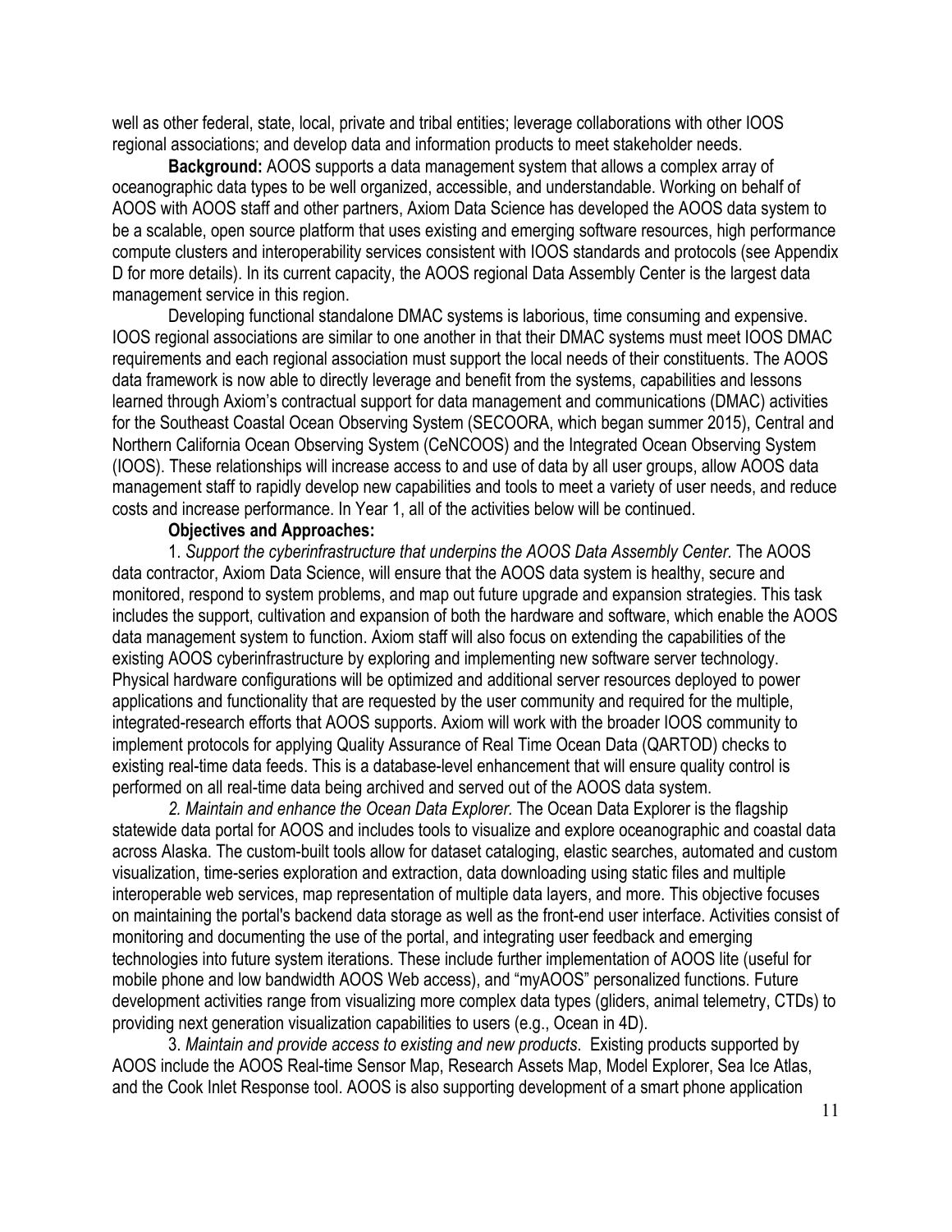well as other federal, state, local, private and tribal entities; leverage collaborations with other IOOS regional associations; and develop data and information products to meet stakeholder needs.

**Background:** AOOS supports a data management system that allows a complex array of oceanographic data types to be well organized, accessible, and understandable. Working on behalf of AOOS with AOOS staff and other partners, Axiom Data Science has developed the AOOS data system to be a scalable, open source platform that uses existing and emerging software resources, high performance compute clusters and interoperability services consistent with IOOS standards and protocols (see Appendix D for more details). In its current capacity, the AOOS regional Data Assembly Center is the largest data management service in this region.

Developing functional standalone DMAC systems is laborious, time consuming and expensive. IOOS regional associations are similar to one another in that their DMAC systems must meet IOOS DMAC requirements and each regional association must support the local needs of their constituents. The AOOS data framework is now able to directly leverage and benefit from the systems, capabilities and lessons learned through Axiom's contractual support for data management and communications (DMAC) activities for the Southeast Coastal Ocean Observing System (SECOORA, which began summer 2015), Central and Northern California Ocean Observing System (CeNCOOS) and the Integrated Ocean Observing System (IOOS). These relationships will increase access to and use of data by all user groups, allow AOOS data management staff to rapidly develop new capabilities and tools to meet a variety of user needs, and reduce costs and increase performance. In Year 1, all of the activities below will be continued.

**Objectives and Approaches:**

1. *Support the cyberinfrastructure that underpins the AOOS Data Assembly Center.* The AOOS data contractor, Axiom Data Science, will ensure that the AOOS data system is healthy, secure and monitored, respond to system problems, and map out future upgrade and expansion strategies. This task includes the support, cultivation and expansion of both the hardware and software, which enable the AOOS data management system to function. Axiom staff will also focus on extending the capabilities of the existing AOOS cyberinfrastructure by exploring and implementing new software server technology. Physical hardware configurations will be optimized and additional server resources deployed to power applications and functionality that are requested by the user community and required for the multiple, integrated-research efforts that AOOS supports. Axiom will work with the broader IOOS community to implement protocols for applying Quality Assurance of Real Time Ocean Data (QARTOD) checks to existing real-time data feeds. This is a database-level enhancement that will ensure quality control is performed on all real-time data being archived and served out of the AOOS data system.

*2. Maintain and enhance the Ocean Data Explorer.* The Ocean Data Explorer is the flagship statewide data portal for AOOS and includes tools to visualize and explore oceanographic and coastal data across Alaska. The custom-built tools allow for dataset cataloging, elastic searches, automated and custom visualization, time-series exploration and extraction, data downloading using static files and multiple interoperable web services, map representation of multiple data layers, and more. This objective focuses on maintaining the portal's backend data storage as well as the front-end user interface. Activities consist of monitoring and documenting the use of the portal, and integrating user feedback and emerging technologies into future system iterations. These include further implementation of AOOS lite (useful for mobile phone and low bandwidth AOOS Web access), and "myAOOS" personalized functions. Future development activities range from visualizing more complex data types (gliders, animal telemetry, CTDs) to providing next generation visualization capabilities to users (e.g., Ocean in 4D).

3. *Maintain and provide access to existing and new products.* Existing products supported by AOOS include the AOOS Real-time Sensor Map, Research Assets Map, Model Explorer, Sea Ice Atlas, and the Cook Inlet Response tool. AOOS is also supporting development of a smart phone application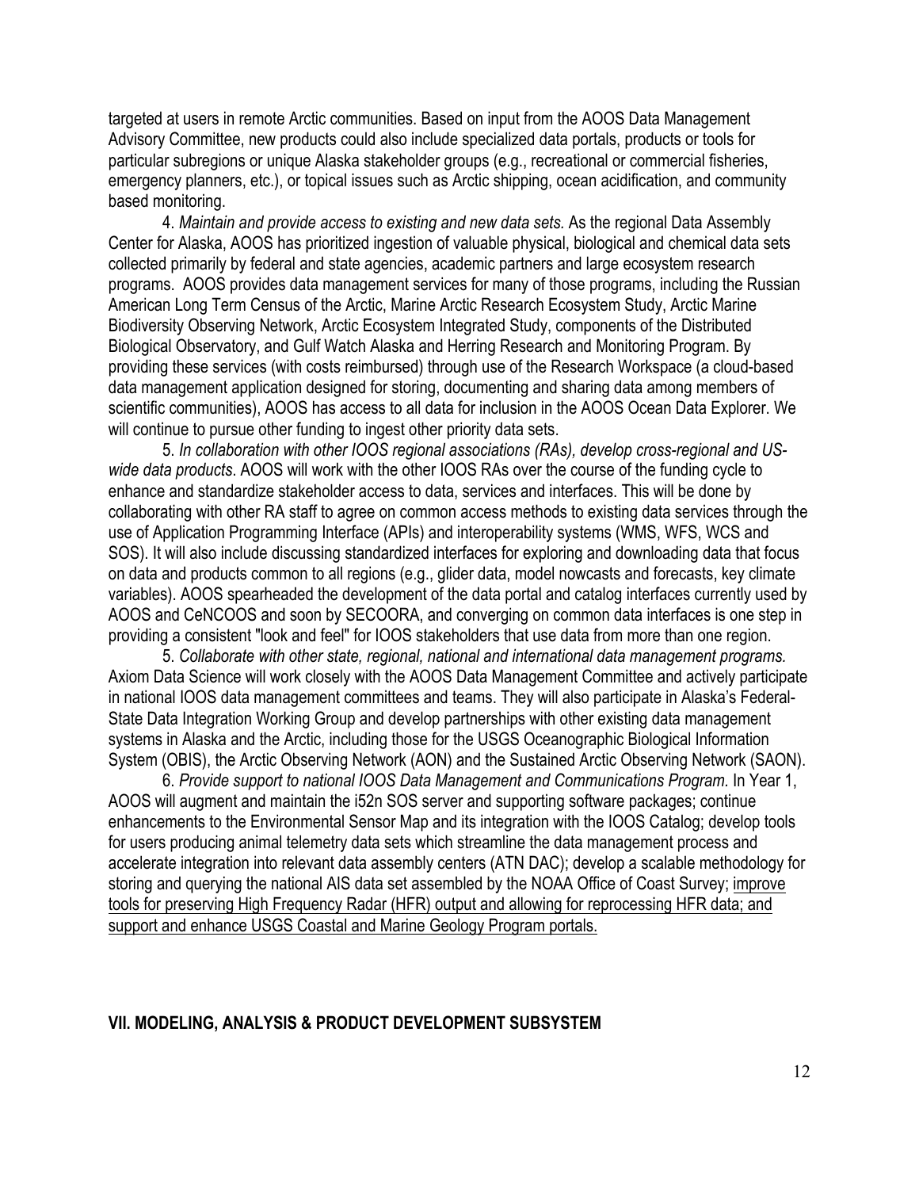targeted at users in remote Arctic communities. Based on input from the AOOS Data Management Advisory Committee, new products could also include specialized data portals, products or tools for particular subregions or unique Alaska stakeholder groups (e.g., recreational or commercial fisheries, emergency planners, etc.), or topical issues such as Arctic shipping, ocean acidification, and community based monitoring.

4. *Maintain and provide access to existing and new data sets.* As the regional Data Assembly Center for Alaska, AOOS has prioritized ingestion of valuable physical, biological and chemical data sets collected primarily by federal and state agencies, academic partners and large ecosystem research programs. AOOS provides data management services for many of those programs, including the Russian American Long Term Census of the Arctic, Marine Arctic Research Ecosystem Study, Arctic Marine Biodiversity Observing Network, Arctic Ecosystem Integrated Study, components of the Distributed Biological Observatory, and Gulf Watch Alaska and Herring Research and Monitoring Program. By providing these services (with costs reimbursed) through use of the Research Workspace (a cloud-based data management application designed for storing, documenting and sharing data among members of scientific communities), AOOS has access to all data for inclusion in the AOOS Ocean Data Explorer. We will continue to pursue other funding to ingest other priority data sets.

5. *In collaboration with other IOOS regional associations (RAs), develop cross-regional and US-wide data products*. AOOS will work with the other IOOS RAs over the course of the funding cycle to enhance and standardize stakeholder access to data, services and interfaces. This will be done by collaborating with other RA staff to agree on common access methods to existing data services through the use of Application Programming Interface (APIs) and interoperability systems (WMS, WFS, WCS and SOS). It will also include discussing standardized interfaces for exploring and downloading data that focus on data and products common to all regions (e.g., glider data, model nowcasts and forecasts, key climate variables). AOOS spearheaded the development of the data portal and catalog interfaces currently used by AOOS and CeNCOOS and soon by SECOORA, and converging on common data interfaces is one step in providing a consistent "look and feel" for IOOS stakeholders that use data from more than one region.

5. *Collaborate with other state, regional, national and international data management programs.* Axiom Data Science will work closely with the AOOS Data Management Committee and actively participate in national IOOS data management committees and teams. They will also participate in Alaska's Federal-State Data Integration Working Group and develop partnerships with other existing data management systems in Alaska and the Arctic, including those for the USGS Oceanographic Biological Information System (OBIS), the Arctic Observing Network (AON) and the Sustained Arctic Observing Network (SAON).

6. *Provide support to national IOOS Data Management and Communications Program.* In Year 1, AOOS will augment and maintain the i52n SOS server and supporting software packages; continue enhancements to the Environmental Sensor Map and its integration with the IOOS Catalog; develop tools for users producing animal telemetry data sets which streamline the data management process and accelerate integration into relevant data assembly centers (ATN DAC); develop a scalable methodology for storing and querying the national AIS data set assembled by the NOAA Office of Coast Survey; <u>improve tools for preserving High Frequency Radar (HFR) output and allowing for reprocessing HFR data; and support and enhance USGS Coastal and Marine Geology Program portals.</u>

## VII. MODELING, ANALYSIS & PRODUCT DEVELOPMENT SUBSYSTEM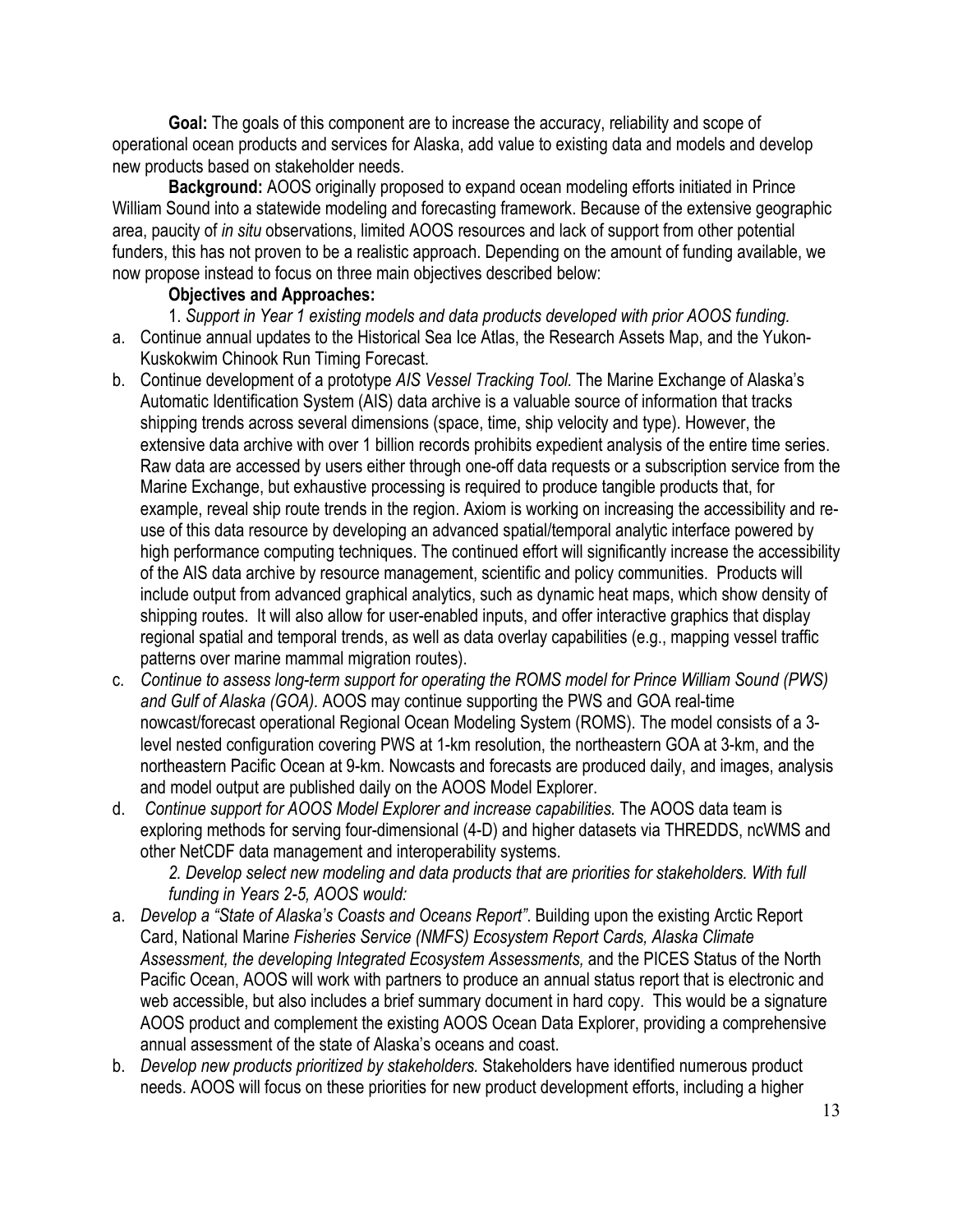**Goal:** The goals of this component are to increase the accuracy, reliability and scope of operational ocean products and services for Alaska, add value to existing data and models and develop new products based on stakeholder needs.

**Background:** AOOS originally proposed to expand ocean modeling efforts initiated in Prince William Sound into a statewide modeling and forecasting framework. Because of the extensive geographic area, paucity of *in situ* observations, limited AOOS resources and lack of support from other potential funders, this has not proven to be a realistic approach. Depending on the amount of funding available, we now propose instead to focus on three main objectives described below:

**Objectives and Approaches:**

1. *Support in Year 1 existing models and data products developed with prior AOOS funding.*

a. Continue annual updates to the Historical Sea Ice Atlas, the Research Assets Map, and the Yukon-Kuskokwim Chinook Run Timing Forecast.

b. Continue development of a prototype *AIS Vessel Tracking Tool.* The Marine Exchange of Alaska's Automatic Identification System (AIS) data archive is a valuable source of information that tracks shipping trends across several dimensions (space, time, ship velocity and type). However, the extensive data archive with over 1 billion records prohibits expedient analysis of the entire time series. Raw data are accessed by users either through one-off data requests or a subscription service from the Marine Exchange, but exhaustive processing is required to produce tangible products that, for example, reveal ship route trends in the region. Axiom is working on increasing the accessibility and re-use of this data resource by developing an advanced spatial/temporal analytic interface powered by high performance computing techniques. The continued effort will significantly increase the accessibility of the AIS data archive by resource management, scientific and policy communities. Products will include output from advanced graphical analytics, such as dynamic heat maps, which show density of shipping routes. It will also allow for user-enabled inputs, and offer interactive graphics that display regional spatial and temporal trends, as well as data overlay capabilities (e.g., mapping vessel traffic patterns over marine mammal migration routes).

c. *Continue to assess long-term support for operating the ROMS model for Prince William Sound (PWS) and Gulf of Alaska (GOA).* AOOS may continue supporting the PWS and GOA real-time nowcast/forecast operational Regional Ocean Modeling System (ROMS). The model consists of a 3-level nested configuration covering PWS at 1-km resolution, the northeastern GOA at 3-km, and the northeastern Pacific Ocean at 9-km. Nowcasts and forecasts are produced daily, and images, analysis and model output are published daily on the AOOS Model Explorer.

d. *Continue support for AOOS Model Explorer and increase capabilities.* The AOOS data team is exploring methods for serving four-dimensional (4-D) and higher datasets via THREDDS, ncWMS and other NetCDF data management and interoperability systems.

2. *Develop select new modeling and data products that are priorities for stakeholders. With full funding in Years 2-5, AOOS would:*

a. *Develop a "State of Alaska's Coasts and Oceans Report".* Building upon the existing Arctic Report Card, National Marine *Fisheries Service (NMFS) Ecosystem Report Cards, Alaska Climate Assessment, the developing Integrated Ecosystem Assessments,* and the PICES Status of the North Pacific Ocean, AOOS will work with partners to produce an annual status report that is electronic and web accessible, but also includes a brief summary document in hard copy. This would be a signature AOOS product and complement the existing AOOS Ocean Data Explorer, providing a comprehensive annual assessment of the state of Alaska's oceans and coast.

b. *Develop new products prioritized by stakeholders.* Stakeholders have identified numerous product needs. AOOS will focus on these priorities for new product development efforts, including a higher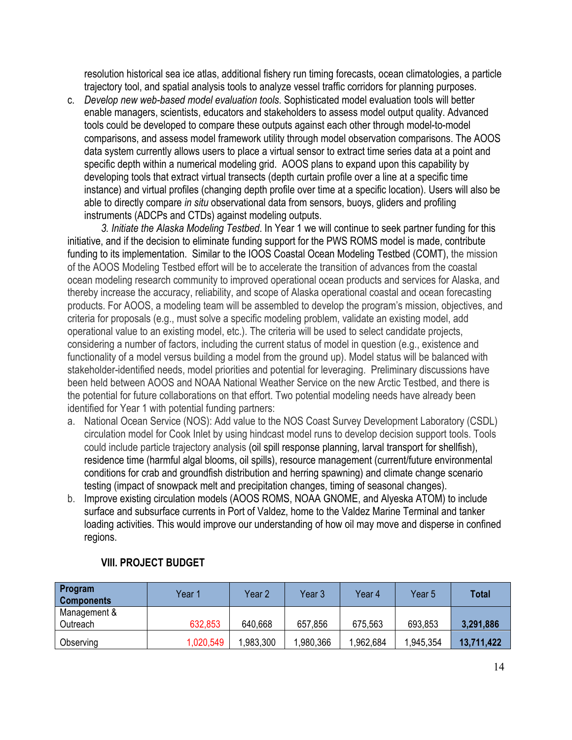resolution historical sea ice atlas, additional fishery run timing forecasts, ocean climatologies, a particle trajectory tool, and spatial analysis tools to analyze vessel traffic corridors for planning purposes.

c. *Develop new web-based model evaluation tools*. Sophisticated model evaluation tools will better enable managers, scientists, educators and stakeholders to assess model output quality. Advanced tools could be developed to compare these outputs against each other through model-to-model comparisons, and assess model framework utility through model observation comparisons. The AOOS data system currently allows users to place a virtual sensor to extract time series data at a point and specific depth within a numerical modeling grid. AOOS plans to expand upon this capability by developing tools that extract virtual transects (depth curtain profile over a line at a specific time instance) and virtual profiles (changing depth profile over time at a specific location). Users will also be able to directly compare *in situ* observational data from sensors, buoys, gliders and profiling instruments (ADCPs and CTDs) against modeling outputs.

*3. Initiate the Alaska Modeling Testbed*. In Year 1 we will continue to seek partner funding for this initiative, and if the decision to eliminate funding support for the PWS ROMS model is made, contribute funding to its implementation. Similar to the IOOS Coastal Ocean Modeling Testbed (COMT), the mission of the AOOS Modeling Testbed effort will be to accelerate the transition of advances from the coastal ocean modeling research community to improved operational ocean products and services for Alaska, and thereby increase the accuracy, reliability, and scope of Alaska operational coastal and ocean forecasting products. For AOOS, a modeling team will be assembled to develop the program's mission, objectives, and criteria for proposals (e.g., must solve a specific modeling problem, validate an existing model, add operational value to an existing model, etc.). The criteria will be used to select candidate projects, considering a number of factors, including the current status of model in question (e.g., existence and functionality of a model versus building a model from the ground up). Model status will be balanced with stakeholder-identified needs, model priorities and potential for leveraging. Preliminary discussions have been held between AOOS and NOAA National Weather Service on the new Arctic Testbed, and there is the potential for future collaborations on that effort. Two potential modeling needs have already been identified for Year 1 with potential funding partners:

a. National Ocean Service (NOS): Add value to the NOS Coast Survey Development Laboratory (CSDL) circulation model for Cook Inlet by using hindcast model runs to develop decision support tools. Tools could include particle trajectory analysis (oil spill response planning, larval transport for shellfish), residence time (harmful algal blooms, oil spills), resource management (current/future environmental conditions for crab and groundfish distribution and herring spawning) and climate change scenario testing (impact of snowpack melt and precipitation changes, timing of seasonal changes).

b. Improve existing circulation models (AOOS ROMS, NOAA GNOME, and Alyeska ATOM) to include surface and subsurface currents in Port of Valdez, home to the Valdez Marine Terminal and tanker loading activities. This would improve our understanding of how oil may move and disperse in confined regions.

## VIII. PROJECT BUDGET

| Program Components | Year 1 | Year 2 | Year 3 | Year 4 | Year 5 | Total |
|---|---|---|---|---|---|---|
| Management & Outreach | 632,853 | 640,668 | 657,856 | 675,563 | 693,853 | **3,291,886** |
| Observing | 1,020,549 | 1,983,300 | 1,980,366 | 1,962,684 | 1,945,354 | **13,711,422** |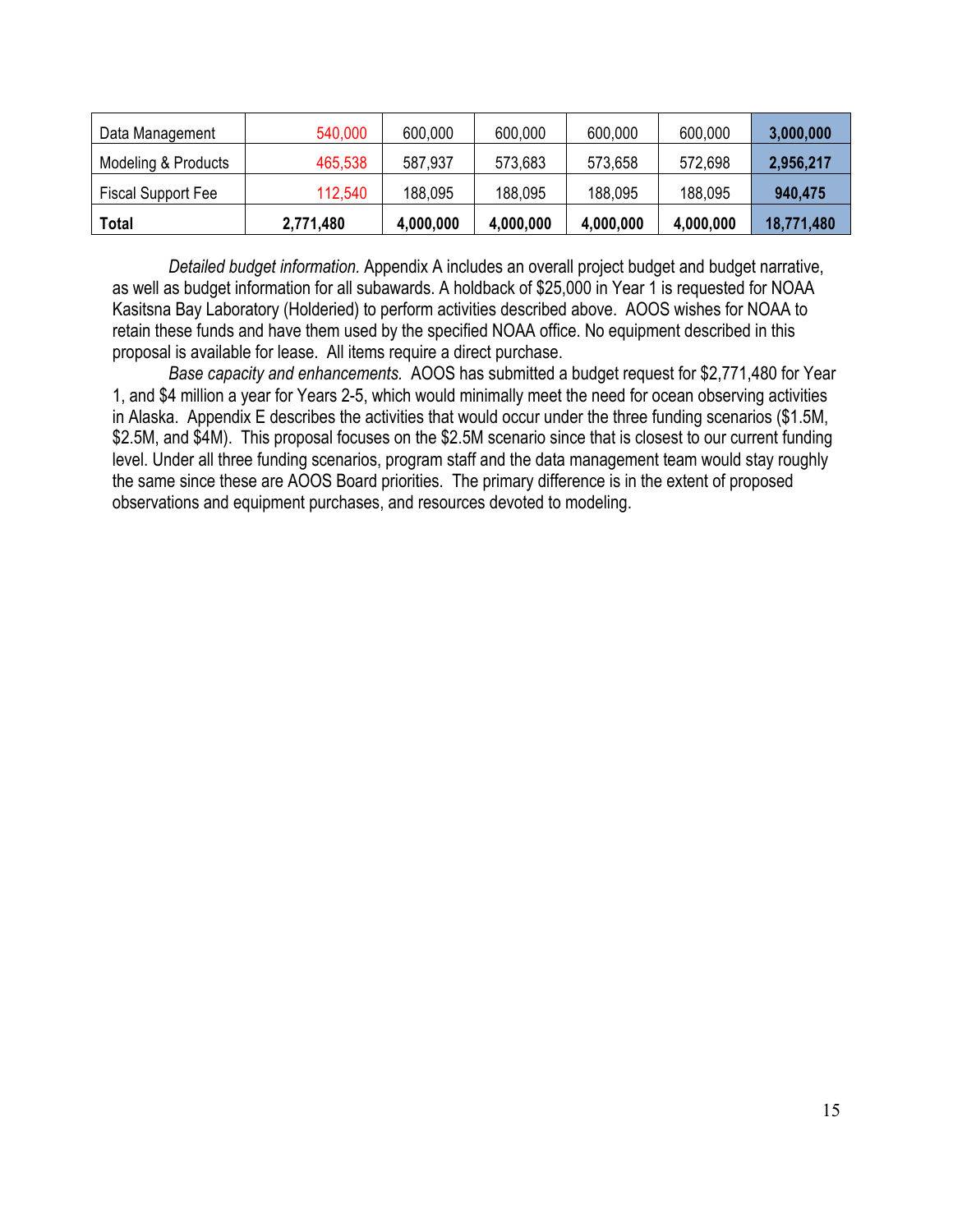| Data Management | 540,000 | 600,000 | 600,000 | 600,000 | 600,000 | **3,000,000** |
|---|---|---|---|---|---|---|
| Modeling & Products | 465,538 | 587,937 | 573,683 | 573,658 | 572,698 | **2,956,217** |
| Fiscal Support Fee | 112,540 | 188,095 | 188,095 | 188,095 | 188,095 | **940,475** |
| **Total** | **2,771,480** | **4,000,000** | **4,000,000** | **4,000,000** | **4,000,000** | **18,771,480** |

*Detailed budget information.* Appendix A includes an overall project budget and budget narrative, as well as budget information for all subawards. A holdback of $25,000 in Year 1 is requested for NOAA Kasitsna Bay Laboratory (Holderied) to perform activities described above. AOOS wishes for NOAA to retain these funds and have them used by the specified NOAA office. No equipment described in this proposal is available for lease. All items require a direct purchase.

*Base capacity and enhancements.* AOOS has submitted a budget request for $2,771,480 for Year 1, and $4 million a year for Years 2-5, which would minimally meet the need for ocean observing activities in Alaska. Appendix E describes the activities that would occur under the three funding scenarios ($1.5M, $2.5M, and $4M). This proposal focuses on the $2.5M scenario since that is closest to our current funding level. Under all three funding scenarios, program staff and the data management team would stay roughly the same since these are AOOS Board priorities. The primary difference is in the extent of proposed observations and equipment purchases, and resources devoted to modeling.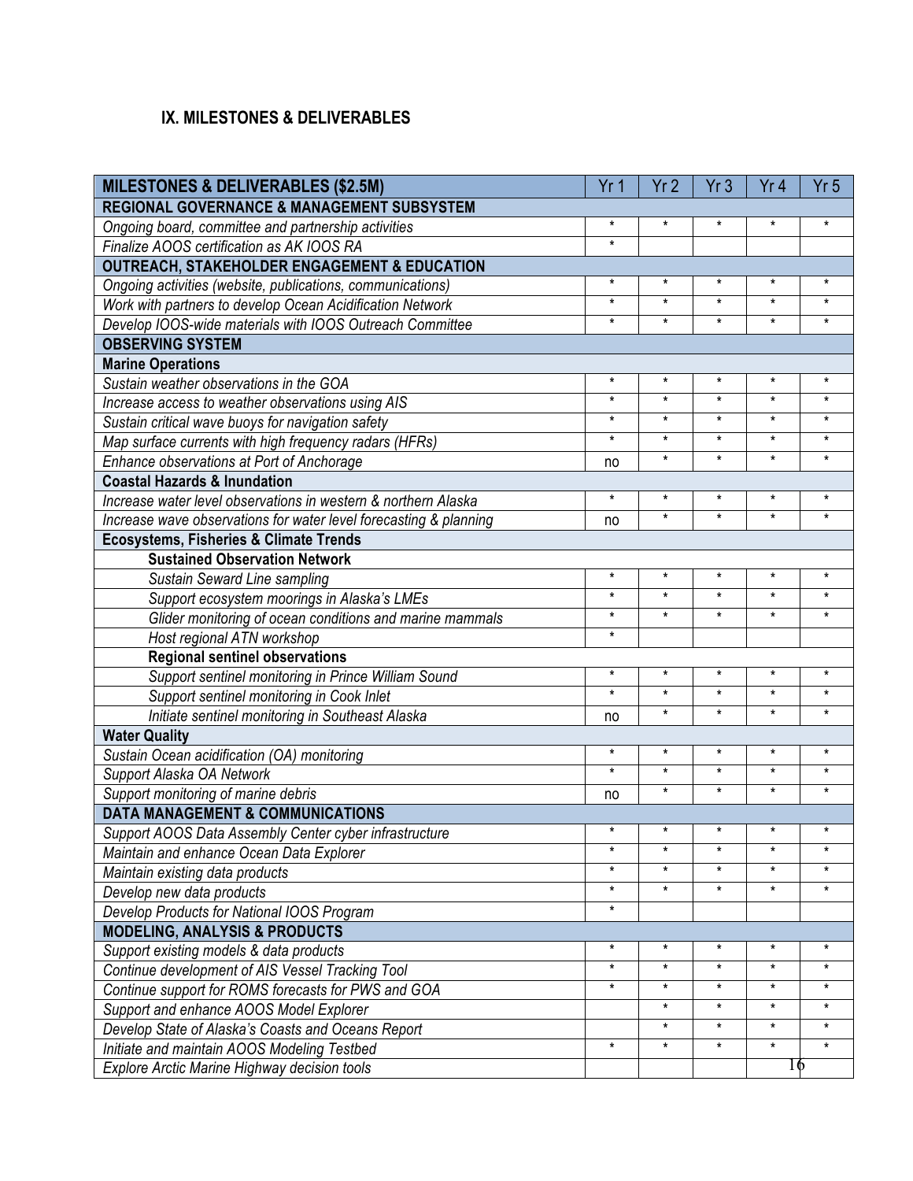## IX. MILESTONES & DELIVERABLES

| MILESTONES & DELIVERABLES ($2.5M) | Yr 1 | Yr 2 | Yr 3 | Yr 4 | Yr 5 |
|---|---|---|---|---|---|
| **REGIONAL GOVERNANCE & MANAGEMENT SUBSYSTEM** | | | | | |
| *Ongoing board, committee and partnership activities* | * | * | * | * | * |
| *Finalize AOOS certification as AK IOOS RA* | * | | | | |
| **OUTREACH, STAKEHOLDER ENGAGEMENT & EDUCATION** | | | | | |
| *Ongoing activities (website, publications, communications)* | * | * | * | * | * |
| *Work with partners to develop Ocean Acidification Network* | * | * | * | * | * |
| *Develop IOOS-wide materials with IOOS Outreach Committee* | * | * | * | * | * |
| **OBSERVING SYSTEM** | | | | | |
| **Marine Operations** | | | | | |
| *Sustain weather observations in the GOA* | * | * | * | * | * |
| *Increase access to weather observations using AIS* | * | * | * | * | * |
| *Sustain critical wave buoys for navigation safety* | * | * | * | * | * |
| *Map surface currents with high frequency radars (HFRs)* | * | * | * | * | * |
| *Enhance observations at Port of Anchorage* | no | * | * | * | * |
| **Coastal Hazards & Inundation** | | | | | |
| *Increase water level observations in western & northern Alaska* | * | * | * | * | * |
| *Increase wave observations for water level forecasting & planning* | no | * | * | * | * |
| **Ecosystems, Fisheries & Climate Trends** | | | | | |
| **Sustained Observation Network** | | | | | |
| *Sustain Seward Line sampling* | * | * | * | * | * |
| *Support ecosystem moorings in Alaska's LMEs* | * | * | * | * | * |
| *Glider monitoring of ocean conditions and marine mammals* | * | * | * | * | * |
| *Host regional ATN workshop* | * | | | | |
| **Regional sentinel observations** | | | | | |
| *Support sentinel monitoring in Prince William Sound* | * | * | * | * | * |
| *Support sentinel monitoring in Cook Inlet* | * | * | * | * | * |
| *Initiate sentinel monitoring in Southeast Alaska* | no | * | * | * | * |
| **Water Quality** | | | | | |
| *Sustain Ocean acidification (OA) monitoring* | * | * | * | * | * |
| *Support Alaska OA Network* | * | * | * | * | * |
| *Support monitoring of marine debris* | no | * | * | * | * |
| **DATA MANAGEMENT & COMMUNICATIONS** | | | | | |
| *Support AOOS Data Assembly Center cyber infrastructure* | * | * | * | * | * |
| *Maintain and enhance Ocean Data Explorer* | * | * | * | * | * |
| *Maintain existing data products* | * | * | * | * | * |
| *Develop new data products* | * | * | * | * | * |
| *Develop Products for National IOOS Program* | * | | | | |
| **MODELING, ANALYSIS & PRODUCTS** | | | | | |
| *Support existing models & data products* | * | * | * | * | * |
| *Continue development of AIS Vessel Tracking Tool* | * | * | * | * | * |
| *Continue support for ROMS forecasts for PWS and GOA* | * | * | * | * | * |
| *Support and enhance AOOS Model Explorer* | | * | * | * | * |
| *Develop State of Alaska's Coasts and Oceans Report* | | * | * | * | * |
| *Initiate and maintain AOOS Modeling Testbed* | * | * | * | * | * |
| *Explore Arctic Marine Highway decision tools* | | | | | |